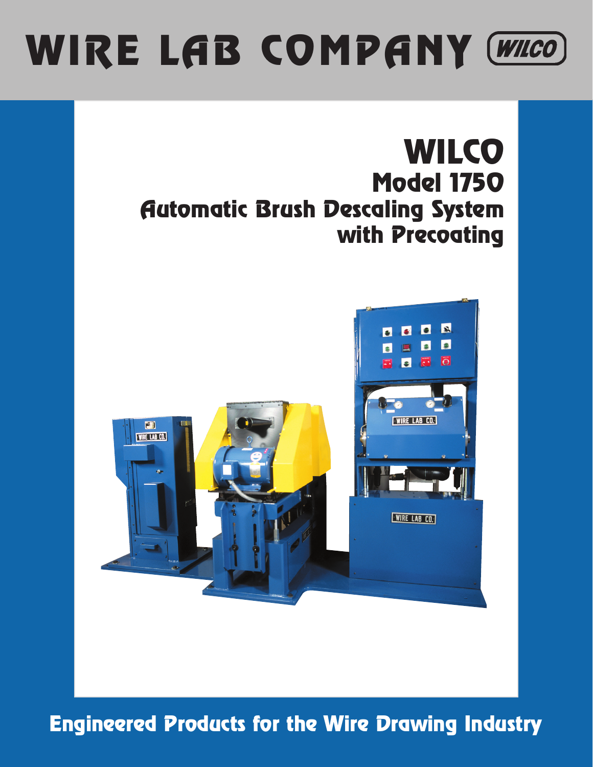# WIRE LAB COMPANY (WILCO)

# WILCO

## Model 1750

## Automatic Brush Descaling System with Precoating

**Engineered Products for the Wire Drawing Industry**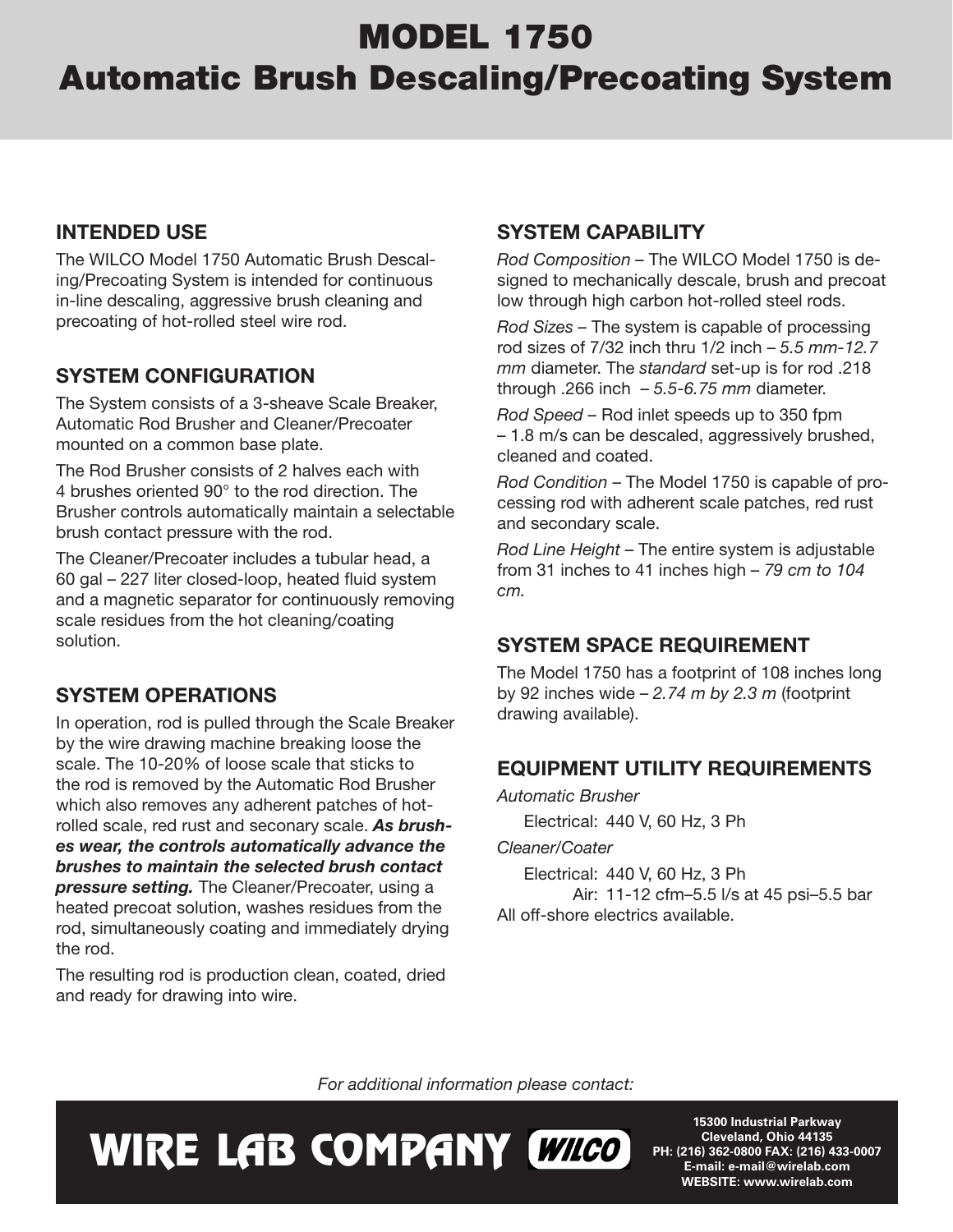# MODEL 1750
# Automatic Brush Descaling/Precoating System

## INTENDED USE

The WILCO Model 1750 Automatic Brush Descaling/Precoating System is intended for continuous in-line descaling, aggressive brush cleaning and precoating of hot-rolled steel wire rod.

## SYSTEM CONFIGURATION

The System consists of a 3-sheave Scale Breaker, Automatic Rod Brusher and Cleaner/Precoater mounted on a common base plate.

The Rod Brusher consists of 2 halves each with 4 brushes oriented 90° to the rod direction. The Brusher controls automatically maintain a selectable brush contact pressure with the rod.

The Cleaner/Precoater includes a tubular head, a 60 gal – 227 liter closed-loop, heated fluid system and a magnetic separator for continuously removing scale residues from the hot cleaning/coating solution.

## SYSTEM OPERATIONS

In operation, rod is pulled through the Scale Breaker by the wire drawing machine breaking loose the scale. The 10-20% of loose scale that sticks to the rod is removed by the Automatic Rod Brusher which also removes any adherent patches of hot-rolled scale, red rust and seconary scale. ***As brushes wear, the controls automatically advance the brushes to maintain the selected brush contact pressure setting.*** The Cleaner/Precoater, using a heated precoat solution, washes residues from the rod, simultaneously coating and immediately drying the rod.

The resulting rod is production clean, coated, dried and ready for drawing into wire.

## SYSTEM CAPABILITY

*Rod Composition* – The WILCO Model 1750 is designed to mechanically descale, brush and precoat low through high carbon hot-rolled steel rods.

*Rod Sizes* – The system is capable of processing rod sizes of 7/32 inch thru 1/2 inch – *5.5 mm-12.7 mm* diameter. The *standard* set-up is for rod .218 through .266 inch – *5.5-6.75 mm* diameter.

*Rod Speed* – Rod inlet speeds up to 350 fpm – 1.8 m/s can be descaled, aggressively brushed, cleaned and coated.

*Rod Condition* – The Model 1750 is capable of processing rod with adherent scale patches, red rust and secondary scale.

*Rod Line Height* – The entire system is adjustable from 31 inches to 41 inches high – *79 cm to 104 cm.*

## SYSTEM SPACE REQUIREMENT

The Model 1750 has a footprint of 108 inches long by 92 inches wide – *2.74 m by 2.3 m* (footprint drawing available).

## EQUIPMENT UTILITY REQUIREMENTS

*Automatic Brusher*

Electrical: 440 V, 60 Hz, 3 Ph

*Cleaner/Coater*

Electrical: 440 V, 60 Hz, 3 Ph

Air: 11-12 cfm–5.5 l/s at 45 psi–5.5 bar

All off-shore electrics available.

*For additional information please contact:*

**WIRE LAB COMPANY** **WILCO**

**15300 Industrial Parkway**
**Cleveland, Ohio 44135**
**PH: (216) 362-0800 FAX: (216) 433-0007**
**E-mail: e-mail@wirelab.com**
**WEBSITE: www.wirelab.com**